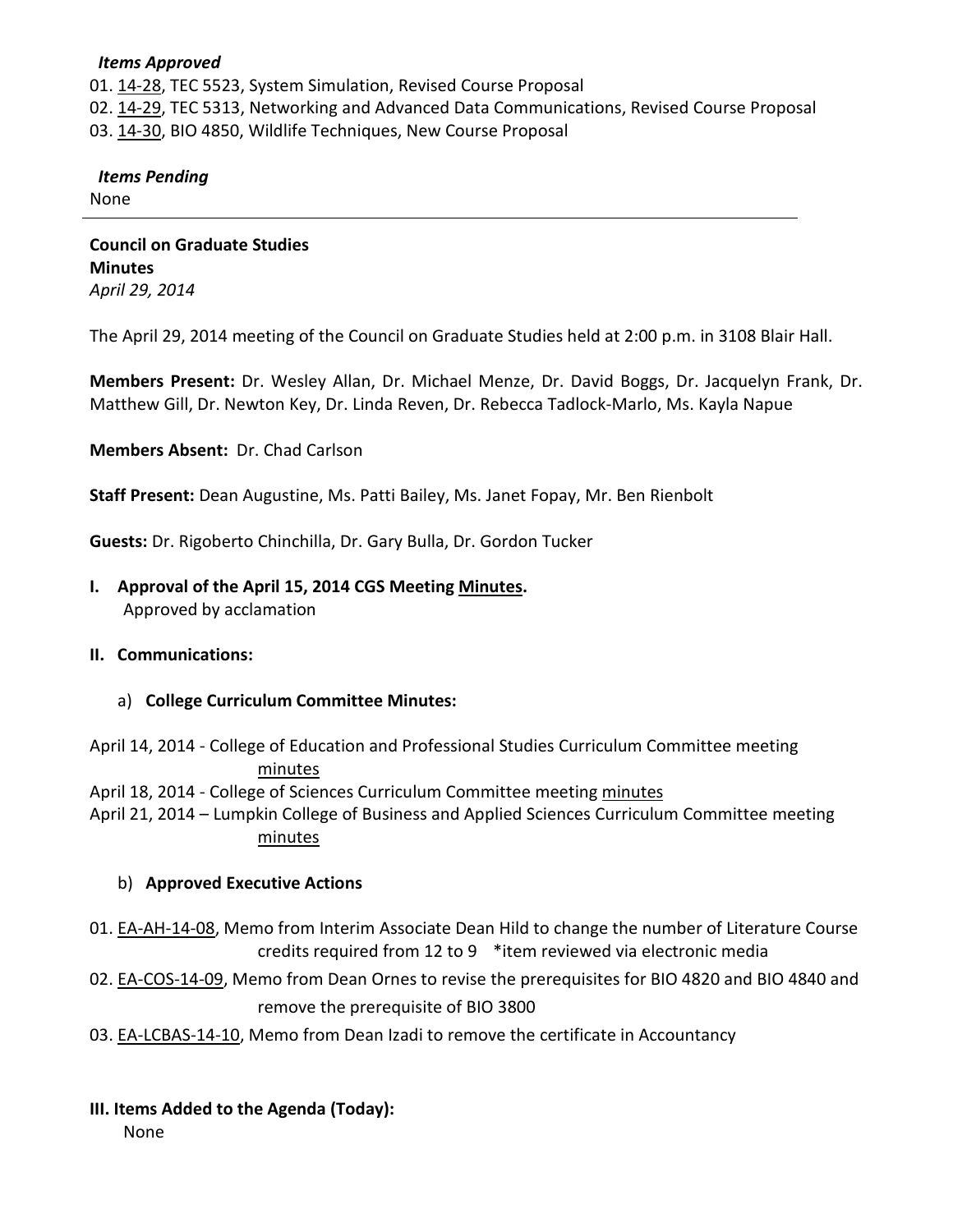***Items Approved***

01. 14-28, TEC 5523, System Simulation, Revised Course Proposal
02. 14-29, TEC 5313, Networking and Advanced Data Communications, Revised Course Proposal
03. 14-30, BIO 4850, Wildlife Techniques, New Course Proposal

***Items Pending***

None

---

**Council on Graduate Studies**
**Minutes**
*April 29, 2014*

The April 29, 2014 meeting of the Council on Graduate Studies held at 2:00 p.m. in 3108 Blair Hall.

**Members Present:** Dr. Wesley Allan, Dr. Michael Menze, Dr. David Boggs, Dr. Jacquelyn Frank, Dr. Matthew Gill, Dr. Newton Key, Dr. Linda Reven, Dr. Rebecca Tadlock-Marlo, Ms. Kayla Napue

**Members Absent:** Dr. Chad Carlson

**Staff Present:** Dean Augustine, Ms. Patti Bailey, Ms. Janet Fopay, Mr. Ben Rienbolt

**Guests:** Dr. Rigoberto Chinchilla, Dr. Gary Bulla, Dr. Gordon Tucker

**I. Approval of the April 15, 2014 CGS Meeting Minutes.**
Approved by acclamation

**II. Communications:**

a) **College Curriculum Committee Minutes:**

April 14, 2014 - College of Education and Professional Studies Curriculum Committee meeting minutes
April 18, 2014 - College of Sciences Curriculum Committee meeting minutes
April 21, 2014 – Lumpkin College of Business and Applied Sciences Curriculum Committee meeting minutes

b) **Approved Executive Actions**

01. EA-AH-14-08, Memo from Interim Associate Dean Hild to change the number of Literature Course credits required from 12 to 9 *item reviewed via electronic media
02. EA-COS-14-09, Memo from Dean Ornes to revise the prerequisites for BIO 4820 and BIO 4840 and remove the prerequisite of BIO 3800
03. EA-LCBAS-14-10, Memo from Dean Izadi to remove the certificate in Accountancy

**III. Items Added to the Agenda (Today):**
None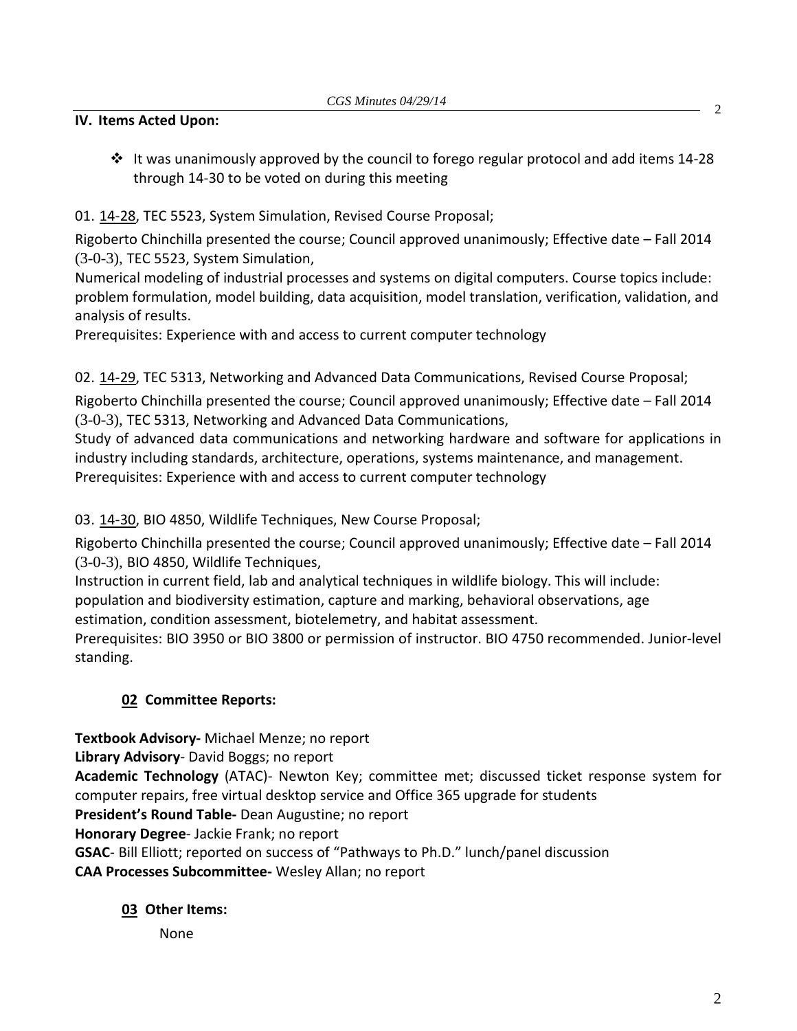## IV. Items Acted Upon:

- It was unanimously approved by the council to forego regular protocol and add items 14-28 through 14-30 to be voted on during this meeting

01. 14-28, TEC 5523, System Simulation, Revised Course Proposal;

Rigoberto Chinchilla presented the course; Council approved unanimously; Effective date – Fall 2014
(3-0-3), TEC 5523, System Simulation,
Numerical modeling of industrial processes and systems on digital computers. Course topics include: problem formulation, model building, data acquisition, model translation, verification, validation, and analysis of results.
Prerequisites: Experience with and access to current computer technology

02. 14-29, TEC 5313, Networking and Advanced Data Communications, Revised Course Proposal;

Rigoberto Chinchilla presented the course; Council approved unanimously; Effective date – Fall 2014
(3-0-3), TEC 5313, Networking and Advanced Data Communications,
Study of advanced data communications and networking hardware and software for applications in industry including standards, architecture, operations, systems maintenance, and management.
Prerequisites: Experience with and access to current computer technology

03. 14-30, BIO 4850, Wildlife Techniques, New Course Proposal;

Rigoberto Chinchilla presented the course; Council approved unanimously; Effective date – Fall 2014
(3-0-3), BIO 4850, Wildlife Techniques,
Instruction in current field, lab and analytical techniques in wildlife biology. This will include: population and biodiversity estimation, capture and marking, behavioral observations, age estimation, condition assessment, biotelemetry, and habitat assessment.
Prerequisites: BIO 3950 or BIO 3800 or permission of instructor. BIO 4750 recommended. Junior-level standing.

### 02 Committee Reports:

**Textbook Advisory-** Michael Menze; no report
**Library Advisory**- David Boggs; no report
**Academic Technology** (ATAC)- Newton Key; committee met; discussed ticket response system for computer repairs, free virtual desktop service and Office 365 upgrade for students
**President's Round Table-** Dean Augustine; no report
**Honorary Degree**- Jackie Frank; no report
**GSAC**- Bill Elliott; reported on success of "Pathways to Ph.D." lunch/panel discussion
**CAA Processes Subcommittee-** Wesley Allan; no report

### 03 Other Items:

None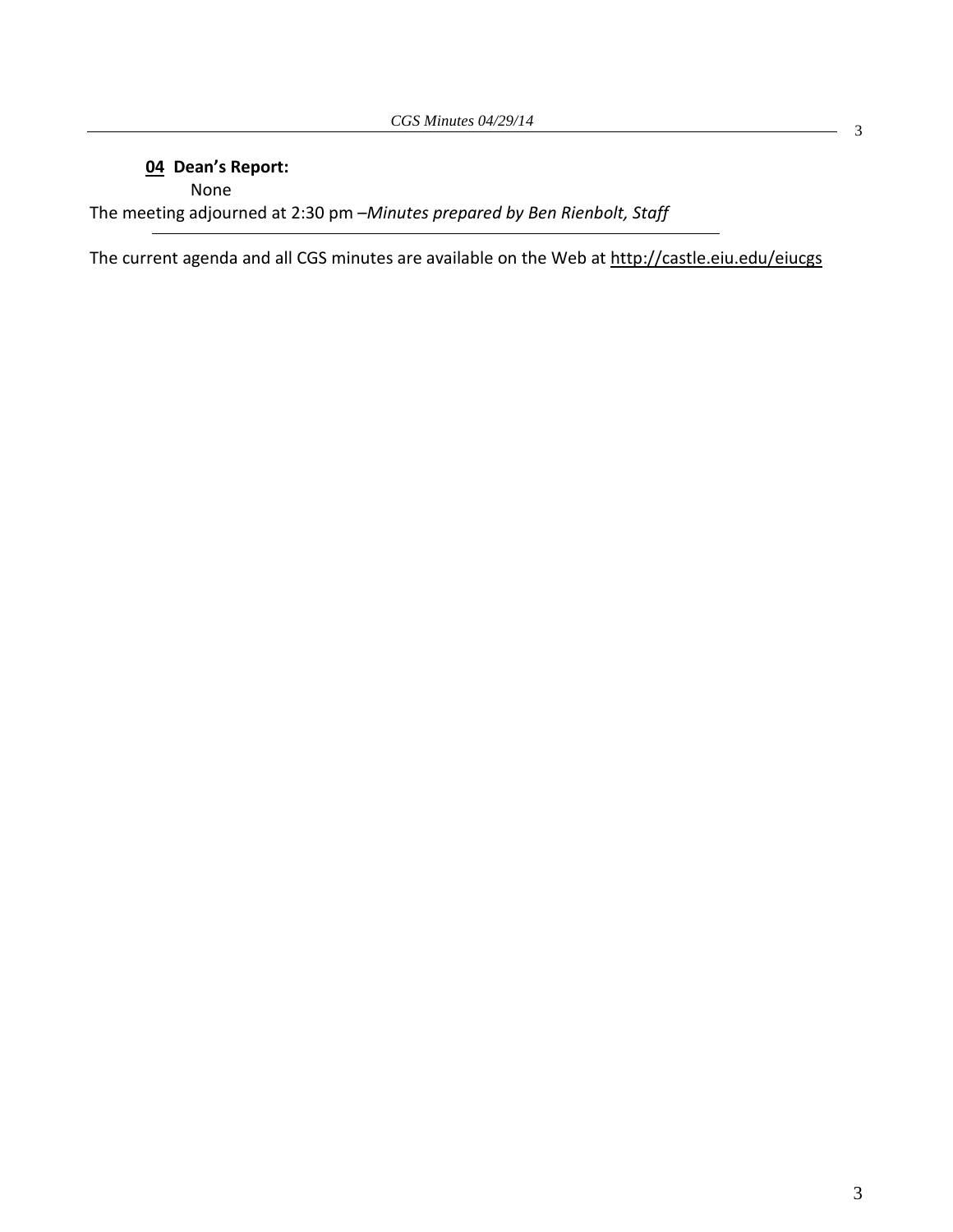**<u>04</u> Dean's Report:**

None

The meeting adjourned at 2:30 pm –*Minutes prepared by Ben Rienbolt, Staff*

---

The current agenda and all CGS minutes are available on the Web at http://castle.eiu.edu/eiucgs